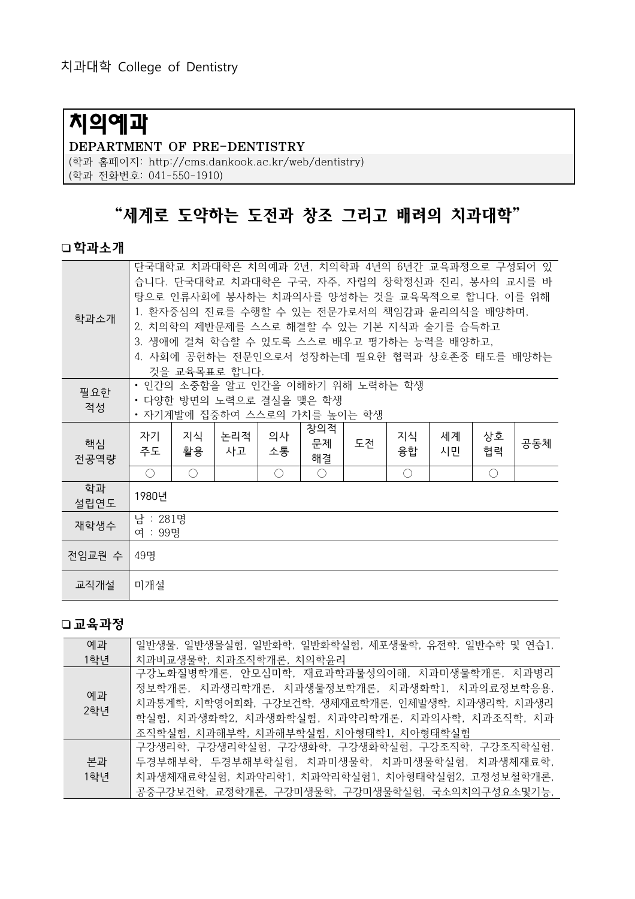치과대학 College of Dentistry

# 치의예과

**DEPARTMENT OF PRE-DENTISTRY**

(학과 홈페이지: http://cms.dankook.ac.kr/web/dentistry)
(학과 전화번호: 041-550-1910)

## "세계로 도약하는 도전과 창조 그리고 배려의 치과대학"

### ❏ 학과소개

| 학과소개 | 단국대학교 치과대학은 치의예과 2년, 치의학과 4년의 6년간 교육과정으로 구성되어 있습니다. 단국대학교 치과대학은 구국, 자주, 자립의 창학정신과 진리, 봉사의 교시를 바탕으로 인류사회에 봉사하는 치과의사를 양성하는 것을 교육목적으로 합니다. 이를 위해<br>1. 환자중심의 진료를 수행할 수 있는 전문가로서의 책임감과 윤리의식을 배양하며,<br>2. 치의학의 제반문제를 스스로 해결할 수 있는 기본 지식과 술기를 습득하고<br>3. 생애에 걸쳐 학습할 수 있도록 스스로 배우고 평가하는 능력을 배양하고,<br>4. 사회에 공헌하는 전문인으로서 성장하는데 필요한 협력과 상호존중 태도를 배양하는 것을 교육목표로 합니다. | | | | | | | | |
|---|---|---|---|---|---|---|---|---|---|
| 필요한 적성 | • 인간의 소중함을 알고 인간을 이해하기 위해 노력하는 학생<br>• 다양한 방면의 노력으로 결실을 맺은 학생<br>• 자기계발에 집중하여 스스로의 가치를 높이는 학생 | | | | | | | | |
| 핵심 전공역량 | 자기 주도 | 지식 활용 | 논리적 사고 | 의사 소통 | 창의적 문제 해결 | 도전 | 지식 융합 | 세계 시민 | 상호 협력 | 공동체 |
| | ○ | ○ | | ○ | ○ | | ○ | | ○ | |
| 학과 설립연도 | 1980년 | | | | | | | | |
| 재학생수 | 남 : 281명<br>여 : 99명 | | | | | | | | |
| 전임교원 수 | 49명 | | | | | | | | |
| 교직개설 | 미개설 | | | | | | | | |

### ❏ 교육과정

| 구분 | 교과목 |
|---|---|
| 예과 1학년 | 일반생물, 일반생물실험, 일반화학, 일반화학실험, 세포생물학, 유전학, 일반수학 및 연습1, 치과비교생물학, 치과조직학개론, 치의학윤리 |
| 예과 2학년 | 구강노화질병학개론, 안모심미학, 재료과학과물성의이해, 치과미생물학개론, 치과병리정보학개론, 치과생리학개론, 치과생물정보학개론, 치과생화학1, 치과의료정보학응용, 치과통계학, 치학영어회화, 구강보건학, 생체재료학개론, 인체발생학, 치과생리학, 치과생리학실험, 치과생화학2, 치과생화학실험, 치과약리학개론, 치과의사학, 치과조직학, 치과조직학실험, 치과해부학, 치과해부학실험, 치아형태학1, 치아형태학실험 |
| 본과 1학년 | 구강생리학, 구강생리학실험, 구강생화학, 구강생화학실험, 구강조직학, 구강조직학실험, 두경부해부학, 두경부해부학실험, 치과미생물학, 치과미생물학실험, 치과생체재료학, 치과생체재료학실험, 치과약리학1, 치과약리학실험1, 치아형태학실험2, 고정성보철학개론, 공중구강보건학, 교정학개론, 구강미생물학, 구강미생물학실험, 국소의치의구성요소및기능, |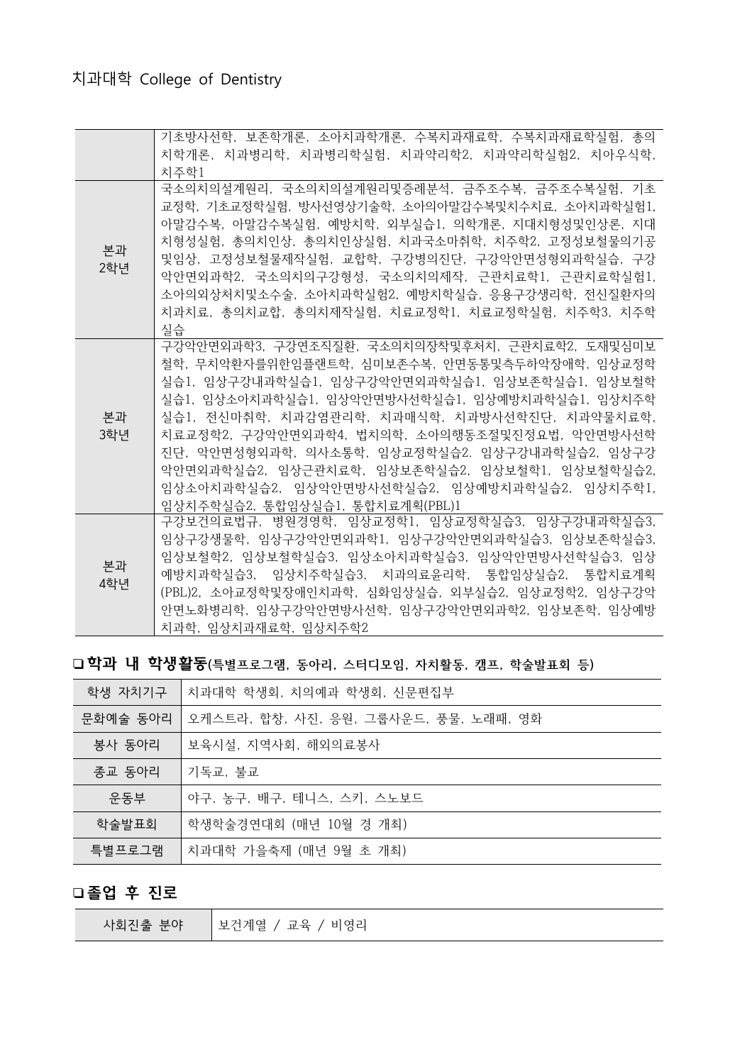치과대학 College of Dentistry

| | |
|---|---|
| | 기초방사선학, 보존학개론, 소아치과학개론, 수복치과재료학, 수복치과재료학실험, 총의치학개론, 치과병리학, 치과병리학실험, 치과약리학2, 치과약리학실험2, 치아우식학, 치주학1 |
| 본과 2학년 | 국소의치의설계원리, 국소의치의설계원리및증례분석, 금주조수복, 금주조수복실험, 기초교정학, 기초교정학실험, 방사선영상기술학, 소아의아말감수복및치수치료, 소아치과학실험1, 아말감수복, 아말감수복실험, 예방치학, 외부실습1, 의학개론, 지대치형성및인상론, 지대치형성실험, 총의치인상, 총의치인상실험, 치과국소마취학, 치주학2, 고정성보철물의기공및임상, 고정성보철물제작실험, 교합학, 구강병의진단, 구강악안면성형외과학실습, 구강악안면외과학2, 국소의치의구강형성, 국소의치의제작, 근관치료학1, 근관치료학실험1, 소아의외상처치및소수술, 소아치과학실험2, 예방치학실습, 응용구강생리학, 전신질환자의치과치료, 총의치교합, 총의치제작실험, 치료교정학1, 치료교정학실험, 치주학3, 치주학실습 |
| 본과 3학년 | 구강악안면외과학3, 구강연조직질환, 국소의치의장착및후처치, 근관치료학2, 도재및심미보철학, 무치악환자를위한임플랜트학, 심미보존수복, 안면동통및측두하악장애학, 임상교정학실습1, 임상구강내과학실습1, 임상구강악안면외과학실습1, 임상보존학실습1, 임상보철학실습1, 임상소아치과학실습1, 임상악안면방사선학실습1, 임상예방치과학실습1, 임상치주학실습1, 전신마취학, 치과감염관리학, 치과매식학, 치과방사선학진단, 치과약물치료학, 치료교정학2, 구강악안면외과학4, 법치의학, 소아의행동조절및진정요법, 악안면방사선학진단, 악안면성형외과학, 의사소통학, 임상교정학실습2. 임상구강내과학실습2, 임상구강악안면외과학실습2, 임상근관치료학, 임상보존학실습2, 임상보철학1, 임상보철학실습2, 임상소아치과학실습2, 임상악안면방사선학실습2, 임상예방치과학실습2, 임상치주학1, 임상치주학실습2, 통합임상실습1, 통합치료계획(PBL)1 |
| 본과 4학년 | 구강보건의료법규, 병원경영학, 임상교정학1, 임상교정학실습3, 임상구강내과학실습3, 임상구강생물학, 임상구강악안면외과학1, 임상구강악안면외과학실습3, 임상보존학실습3, 임상보철학2, 임상보철학실습3, 임상소아치과학실습3, 임상악안면방사선학실습3, 임상예방치과학실습3, 임상치주학실습3, 치과의료윤리학, 통합임상실습2, 통합치료계획(PBL)2, 소아교정학및장애인치과학, 심화임상실습, 외부실습2, 임상교정학2, 임상구강악안면노화병리학, 임상구강악안면방사선학, 임상구강악안면외과학2, 임상보존학, 임상예방치과학, 임상치과재료학, 임상치주학2 |

## ❏ 학과 내 학생활동(특별프로그램, 동아리, 스터디모임, 자치활동, 캠프, 학술발표회 등)

| | |
|---|---|
| 학생 자치기구 | 치과대학 학생회, 치의예과 학생회, 신문편집부 |
| 문화예술 동아리 | 오케스트라, 합창, 사진, 응원, 그룹사운드, 풍물, 노래패, 영화 |
| 봉사 동아리 | 보육시설, 지역사회, 해외의료봉사 |
| 종교 동아리 | 기독교, 불교 |
| 운동부 | 야구, 농구, 배구, 테니스, 스키, 스노보드 |
| 학술발표회 | 학생학술경연대회 (매년 10월 경 개최) |
| 특별프로그램 | 치과대학 가을축제 (매년 9월 초 개최) |

## ❏ 졸업 후 진로

| | |
|---|---|
| 사회진출 분야 | 보건계열 / 교육 / 비영리 |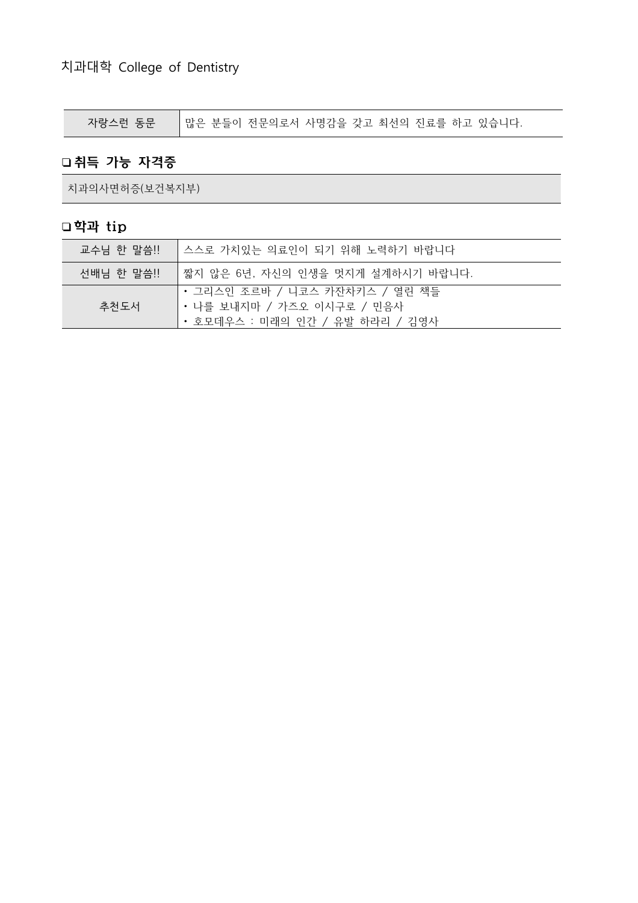# 치과대학 College of Dentistry

| | |
|---|---|
| 자랑스런 동문 | 많은 분들이 전문의로서 사명감을 갖고 최선의 진료를 하고 있습니다. |

## ❑ 취득 가능 자격증

치과의사면허증(보건복지부)

## ❑ 학과 tip

| | |
|---|---|
| 교수님 한 말씀!! | 스스로 가치있는 의료인이 되기 위해 노력하기 바랍니다 |
| 선배님 한 말씀!! | 짧지 않은 6년, 자신의 인생을 멋지게 설계하시기 바랍니다. |
| 추천도서 | · 그리스인 조르바 / 니코스 카잔차키스 / 열린 책들<br>· 나를 보내지마 / 가즈오 이시구로 / 민음사<br>· 호모데우스 : 미래의 인간 / 유발 하라리 / 김영사 |